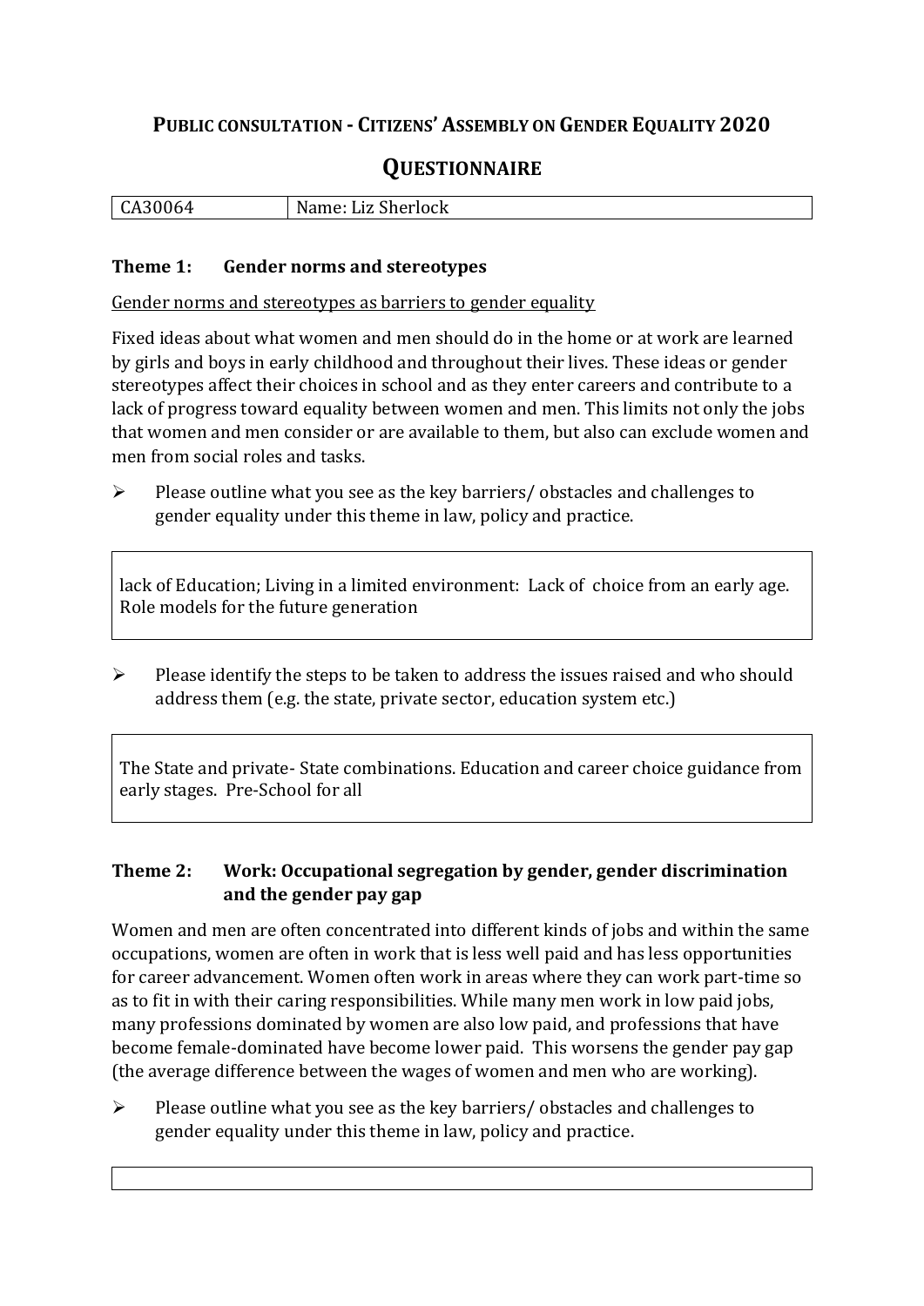# Public consultation - Citizens' Assembly on Gender Equality 2020

## Questionnaire

| CA30064 | Name: Liz Sherlock |
|---|---|

### Theme 1: Gender norms and stereotypes

<u>Gender norms and stereotypes as barriers to gender equality</u>

Fixed ideas about what women and men should do in the home or at work are learned by girls and boys in early childhood and throughout their lives. These ideas or gender stereotypes affect their choices in school and as they enter careers and contribute to a lack of progress toward equality between women and men. This limits not only the jobs that women and men consider or are available to them, but also can exclude women and men from social roles and tasks.

- Please outline what you see as the key barriers/ obstacles and challenges to gender equality under this theme in law, policy and practice.

> lack of Education; Living in a limited environment: Lack of choice from an early age. Role models for the future generation

- Please identify the steps to be taken to address the issues raised and who should address them (e.g. the state, private sector, education system etc.)

> The State and private- State combinations. Education and career choice guidance from early stages. Pre-School for all

### Theme 2: Work: Occupational segregation by gender, gender discrimination and the gender pay gap

Women and men are often concentrated into different kinds of jobs and within the same occupations, women are often in work that is less well paid and has less opportunities for career advancement. Women often work in areas where they can work part-time so as to fit in with their caring responsibilities. While many men work in low paid jobs, many professions dominated by women are also low paid, and professions that have become female-dominated have become lower paid. This worsens the gender pay gap (the average difference between the wages of women and men who are working).

- Please outline what you see as the key barriers/ obstacles and challenges to gender equality under this theme in law, policy and practice.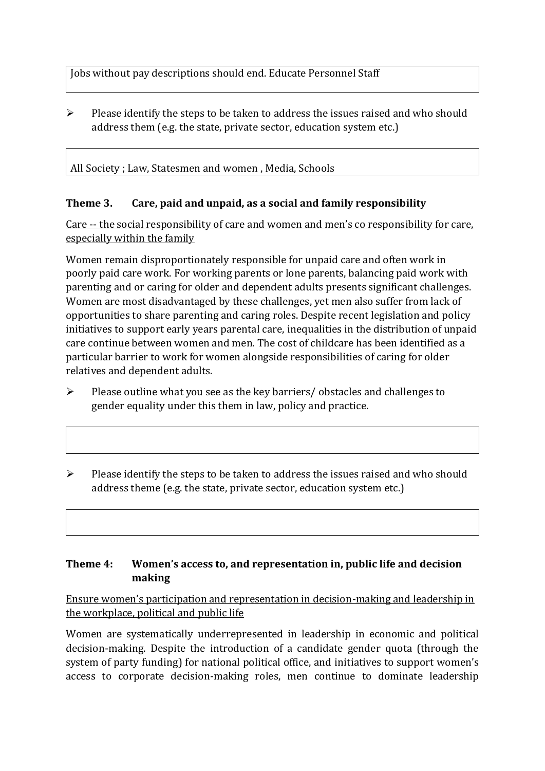Jobs without pay descriptions should end. Educate Personnel Staff

- Please identify the steps to be taken to address the issues raised and who should address them (e.g. the state, private sector, education system etc.)

All Society ; Law, Statesmen and women , Media, Schools

### Theme 3. Care, paid and unpaid, as a social and family responsibility

Care -- the social responsibility of care and women and men's co responsibility for care, especially within the family

Women remain disproportionately responsible for unpaid care and often work in poorly paid care work. For working parents or lone parents, balancing paid work with parenting and or caring for older and dependent adults presents significant challenges. Women are most disadvantaged by these challenges, yet men also suffer from lack of opportunities to share parenting and caring roles. Despite recent legislation and policy initiatives to support early years parental care, inequalities in the distribution of unpaid care continue between women and men. The cost of childcare has been identified as a particular barrier to work for women alongside responsibilities of caring for older relatives and dependent adults.

- Please outline what you see as the key barriers/ obstacles and challenges to gender equality under this them in law, policy and practice.

- Please identify the steps to be taken to address the issues raised and who should address theme (e.g. the state, private sector, education system etc.)

### Theme 4: Women's access to, and representation in, public life and decision making

Ensure women's participation and representation in decision-making and leadership in the workplace, political and public life

Women are systematically underrepresented in leadership in economic and political decision-making. Despite the introduction of a candidate gender quota (through the system of party funding) for national political office, and initiatives to support women's access to corporate decision-making roles, men continue to dominate leadership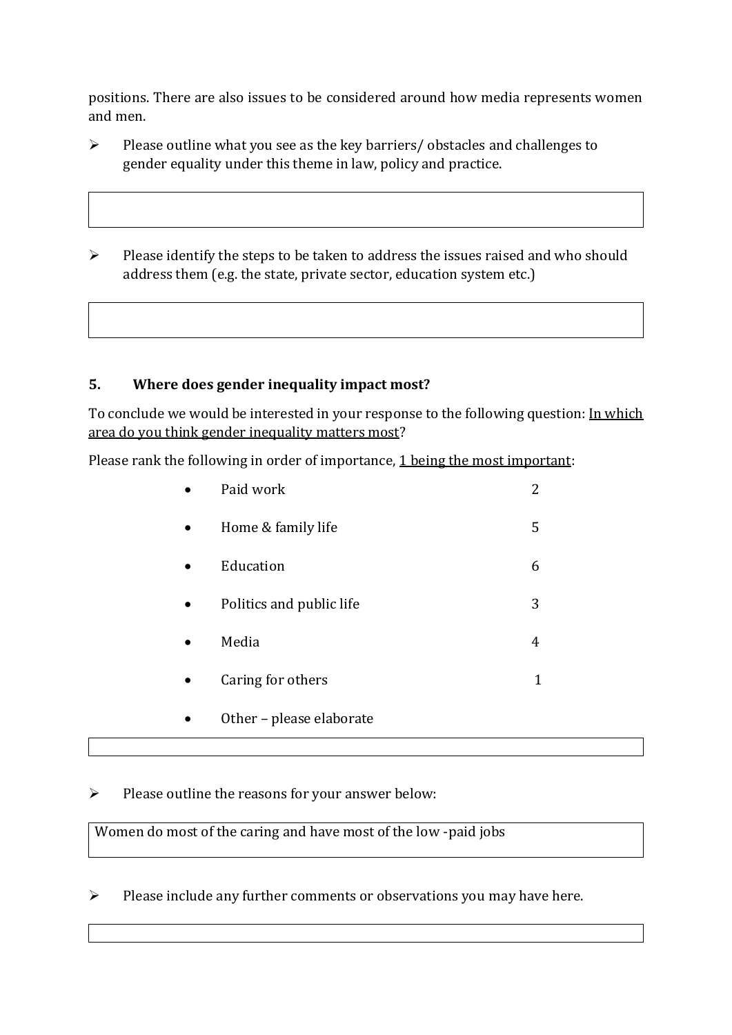positions. There are also issues to be considered around how media represents women and men.

- Please outline what you see as the key barriers/ obstacles and challenges to gender equality under this theme in law, policy and practice.

- Please identify the steps to be taken to address the issues raised and who should address them (e.g. the state, private sector, education system etc.)

## 5. Where does gender inequality impact most?

To conclude we would be interested in your response to the following question: In which area do you think gender inequality matters most?

Please rank the following in order of importance, 1 being the most important:

| | |
|---|---|
| Paid work | 2 |
| Home & family life | 5 |
| Education | 6 |
| Politics and public life | 3 |
| Media | 4 |
| Caring for others | 1 |
| Other – please elaborate | |

- Please outline the reasons for your answer below:

Women do most of the caring and have most of the low -paid jobs

- Please include any further comments or observations you may have here.